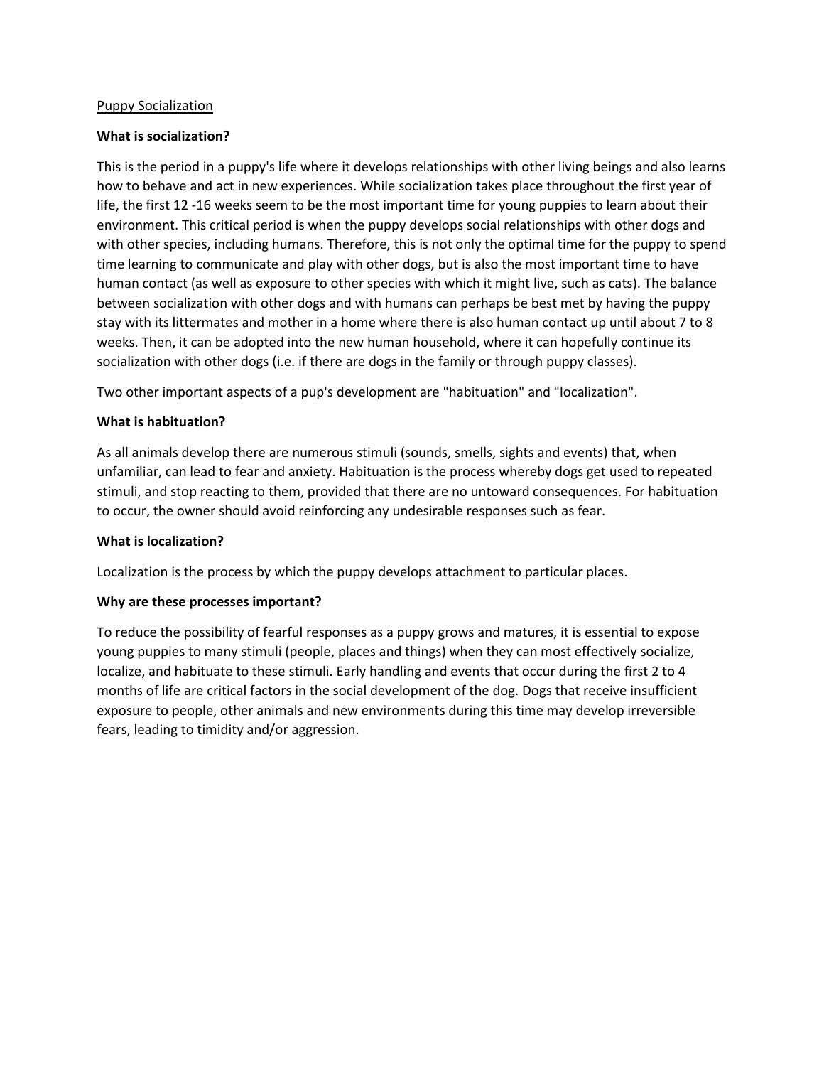Puppy Socialization

**What is socialization?**

This is the period in a puppy's life where it develops relationships with other living beings and also learns how to behave and act in new experiences. While socialization takes place throughout the first year of life, the first 12 -16 weeks seem to be the most important time for young puppies to learn about their environment. This critical period is when the puppy develops social relationships with other dogs and with other species, including humans. Therefore, this is not only the optimal time for the puppy to spend time learning to communicate and play with other dogs, but is also the most important time to have human contact (as well as exposure to other species with which it might live, such as cats). The balance between socialization with other dogs and with humans can perhaps be best met by having the puppy stay with its littermates and mother in a home where there is also human contact up until about 7 to 8 weeks. Then, it can be adopted into the new human household, where it can hopefully continue its socialization with other dogs (i.e. if there are dogs in the family or through puppy classes).

Two other important aspects of a pup's development are "habituation" and "localization".

**What is habituation?**

As all animals develop there are numerous stimuli (sounds, smells, sights and events) that, when unfamiliar, can lead to fear and anxiety. Habituation is the process whereby dogs get used to repeated stimuli, and stop reacting to them, provided that there are no untoward consequences. For habituation to occur, the owner should avoid reinforcing any undesirable responses such as fear.

**What is localization?**

Localization is the process by which the puppy develops attachment to particular places.

**Why are these processes important?**

To reduce the possibility of fearful responses as a puppy grows and matures, it is essential to expose young puppies to many stimuli (people, places and things) when they can most effectively socialize, localize, and habituate to these stimuli. Early handling and events that occur during the first 2 to 4 months of life are critical factors in the social development of the dog. Dogs that receive insufficient exposure to people, other animals and new environments during this time may develop irreversible fears, leading to timidity and/or aggression.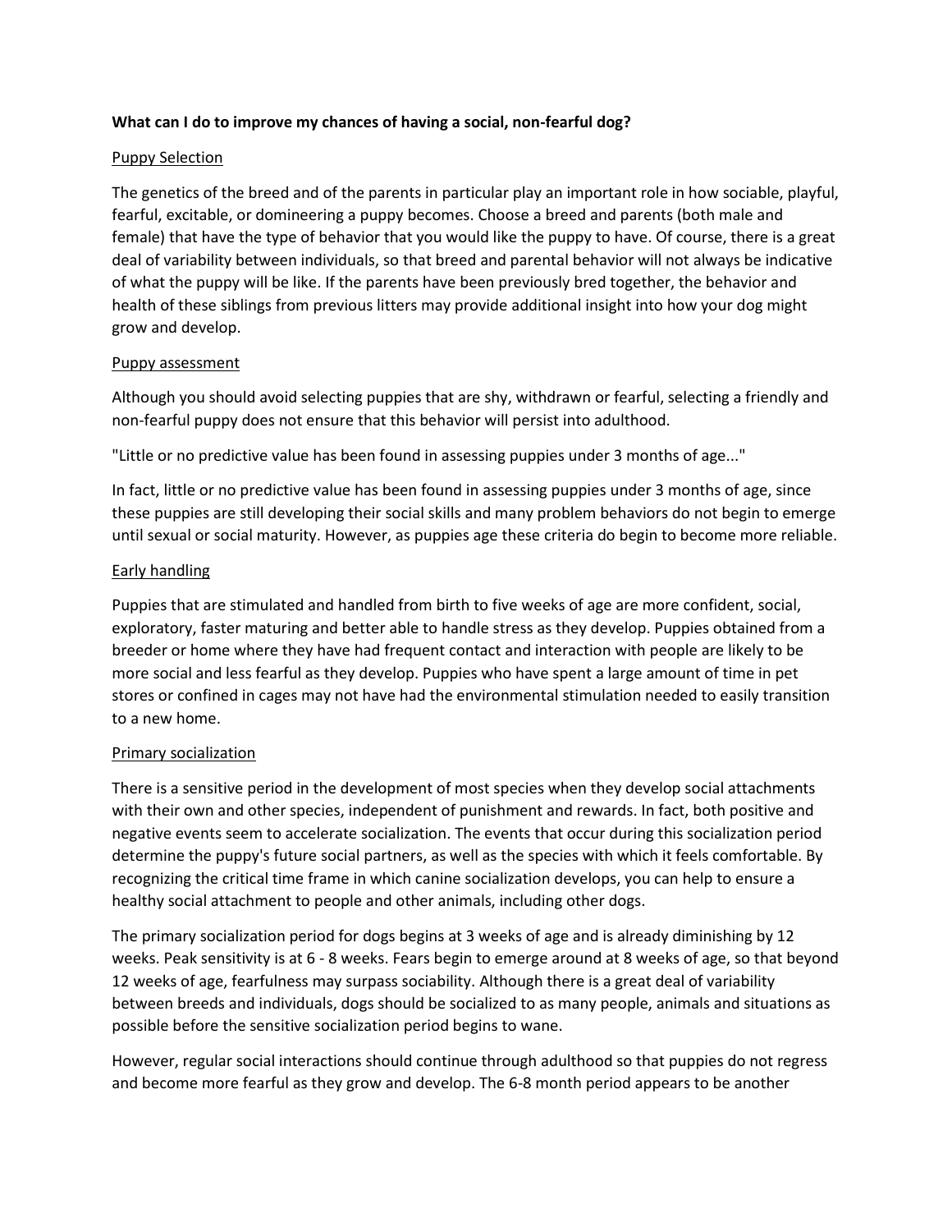**What can I do to improve my chances of having a social, non-fearful dog?**

Puppy Selection

The genetics of the breed and of the parents in particular play an important role in how sociable, playful, fearful, excitable, or domineering a puppy becomes. Choose a breed and parents (both male and female) that have the type of behavior that you would like the puppy to have. Of course, there is a great deal of variability between individuals, so that breed and parental behavior will not always be indicative of what the puppy will be like. If the parents have been previously bred together, the behavior and health of these siblings from previous litters may provide additional insight into how your dog might grow and develop.

Puppy assessment

Although you should avoid selecting puppies that are shy, withdrawn or fearful, selecting a friendly and non-fearful puppy does not ensure that this behavior will persist into adulthood.

"Little or no predictive value has been found in assessing puppies under 3 months of age..."

In fact, little or no predictive value has been found in assessing puppies under 3 months of age, since these puppies are still developing their social skills and many problem behaviors do not begin to emerge until sexual or social maturity. However, as puppies age these criteria do begin to become more reliable.

Early handling

Puppies that are stimulated and handled from birth to five weeks of age are more confident, social, exploratory, faster maturing and better able to handle stress as they develop. Puppies obtained from a breeder or home where they have had frequent contact and interaction with people are likely to be more social and less fearful as they develop. Puppies who have spent a large amount of time in pet stores or confined in cages may not have had the environmental stimulation needed to easily transition to a new home.

Primary socialization

There is a sensitive period in the development of most species when they develop social attachments with their own and other species, independent of punishment and rewards. In fact, both positive and negative events seem to accelerate socialization. The events that occur during this socialization period determine the puppy's future social partners, as well as the species with which it feels comfortable. By recognizing the critical time frame in which canine socialization develops, you can help to ensure a healthy social attachment to people and other animals, including other dogs.

The primary socialization period for dogs begins at 3 weeks of age and is already diminishing by 12 weeks. Peak sensitivity is at 6 - 8 weeks. Fears begin to emerge around at 8 weeks of age, so that beyond 12 weeks of age, fearfulness may surpass sociability. Although there is a great deal of variability between breeds and individuals, dogs should be socialized to as many people, animals and situations as possible before the sensitive socialization period begins to wane.

However, regular social interactions should continue through adulthood so that puppies do not regress and become more fearful as they grow and develop. The 6-8 month period appears to be another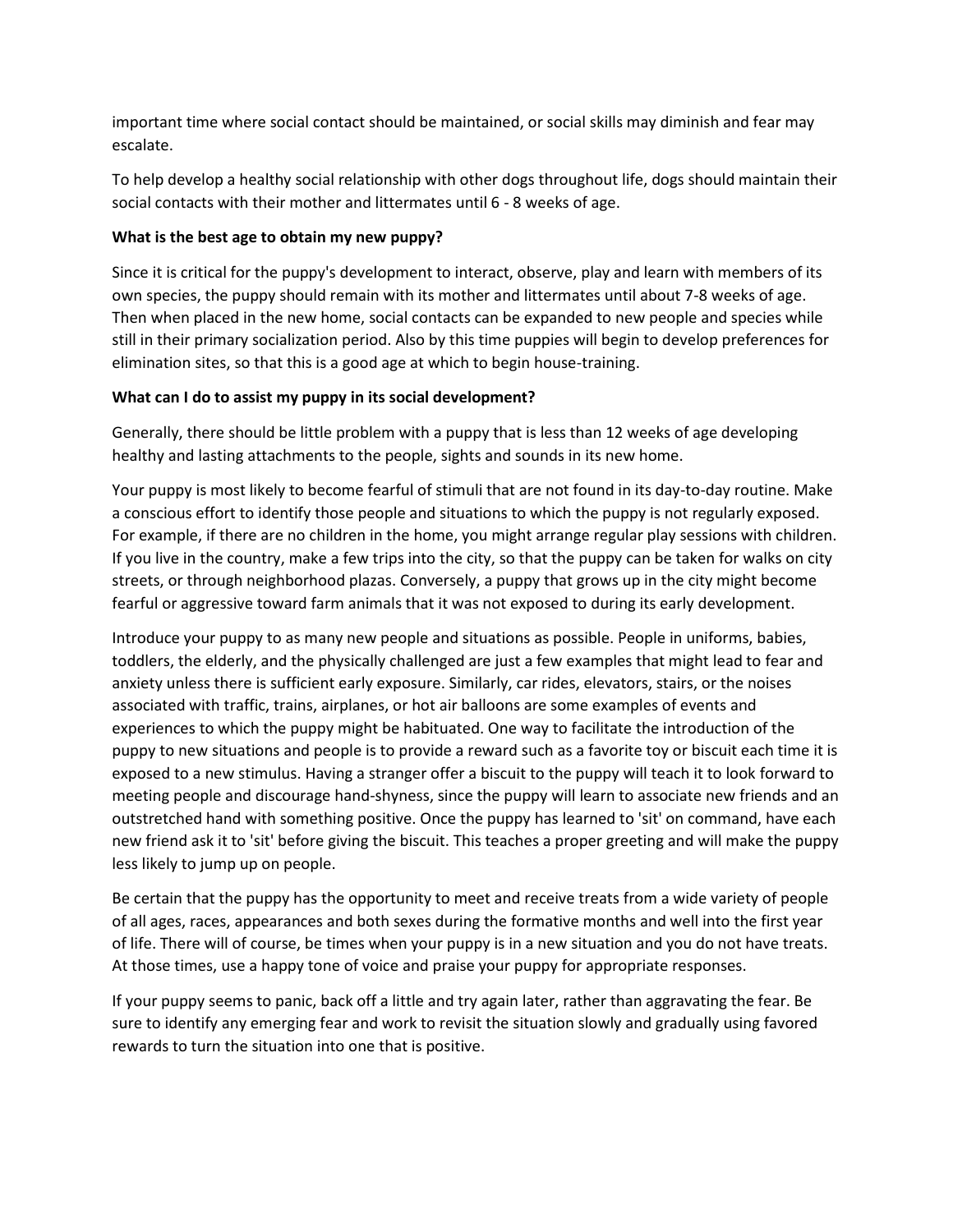important time where social contact should be maintained, or social skills may diminish and fear may escalate.

To help develop a healthy social relationship with other dogs throughout life, dogs should maintain their social contacts with their mother and littermates until 6 - 8 weeks of age.

**What is the best age to obtain my new puppy?**

Since it is critical for the puppy's development to interact, observe, play and learn with members of its own species, the puppy should remain with its mother and littermates until about 7-8 weeks of age. Then when placed in the new home, social contacts can be expanded to new people and species while still in their primary socialization period. Also by this time puppies will begin to develop preferences for elimination sites, so that this is a good age at which to begin house-training.

**What can I do to assist my puppy in its social development?**

Generally, there should be little problem with a puppy that is less than 12 weeks of age developing healthy and lasting attachments to the people, sights and sounds in its new home.

Your puppy is most likely to become fearful of stimuli that are not found in its day-to-day routine. Make a conscious effort to identify those people and situations to which the puppy is not regularly exposed. For example, if there are no children in the home, you might arrange regular play sessions with children. If you live in the country, make a few trips into the city, so that the puppy can be taken for walks on city streets, or through neighborhood plazas. Conversely, a puppy that grows up in the city might become fearful or aggressive toward farm animals that it was not exposed to during its early development.

Introduce your puppy to as many new people and situations as possible. People in uniforms, babies, toddlers, the elderly, and the physically challenged are just a few examples that might lead to fear and anxiety unless there is sufficient early exposure. Similarly, car rides, elevators, stairs, or the noises associated with traffic, trains, airplanes, or hot air balloons are some examples of events and experiences to which the puppy might be habituated. One way to facilitate the introduction of the puppy to new situations and people is to provide a reward such as a favorite toy or biscuit each time it is exposed to a new stimulus. Having a stranger offer a biscuit to the puppy will teach it to look forward to meeting people and discourage hand-shyness, since the puppy will learn to associate new friends and an outstretched hand with something positive. Once the puppy has learned to 'sit' on command, have each new friend ask it to 'sit' before giving the biscuit. This teaches a proper greeting and will make the puppy less likely to jump up on people.

Be certain that the puppy has the opportunity to meet and receive treats from a wide variety of people of all ages, races, appearances and both sexes during the formative months and well into the first year of life. There will of course, be times when your puppy is in a new situation and you do not have treats. At those times, use a happy tone of voice and praise your puppy for appropriate responses.

If your puppy seems to panic, back off a little and try again later, rather than aggravating the fear. Be sure to identify any emerging fear and work to revisit the situation slowly and gradually using favored rewards to turn the situation into one that is positive.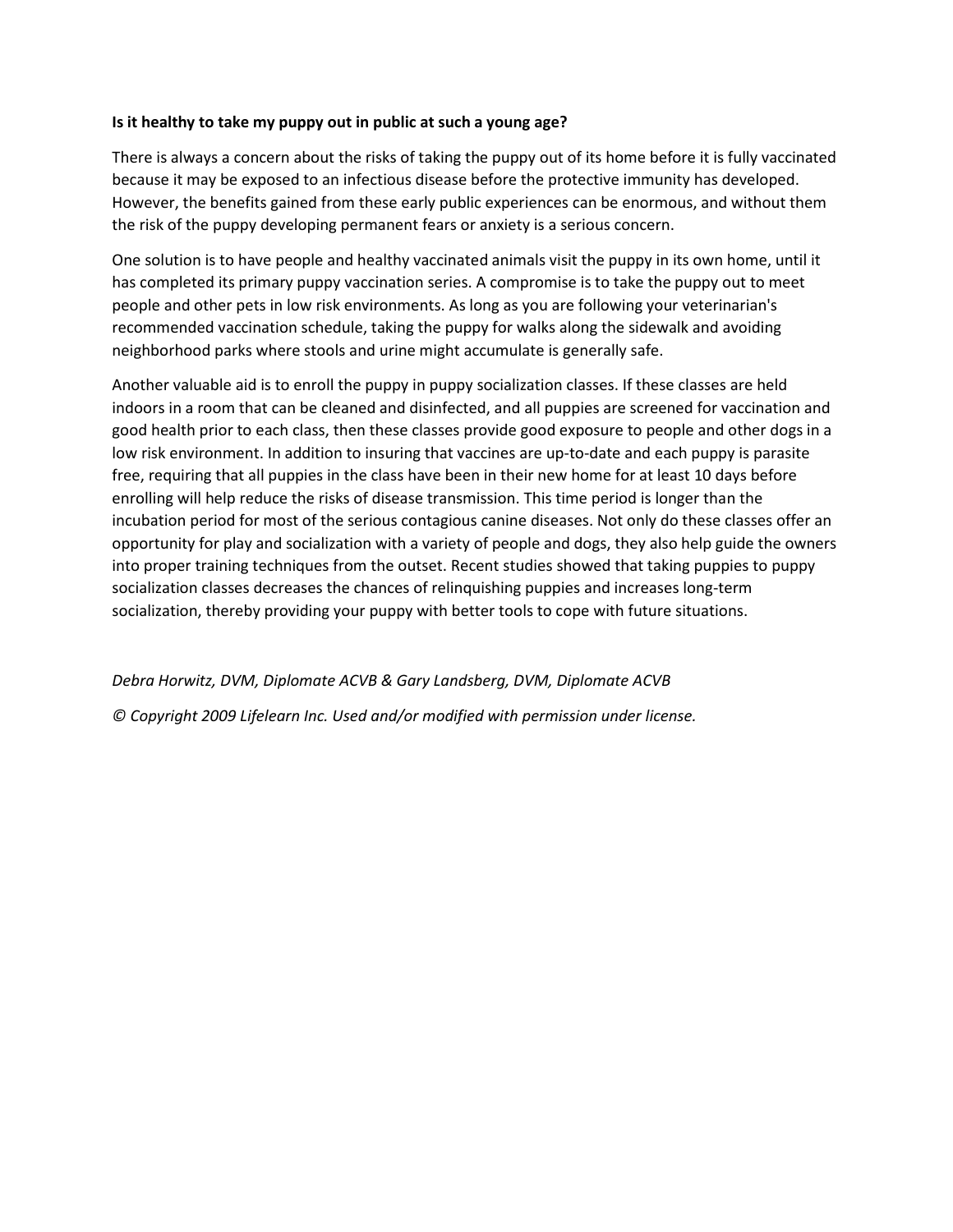**Is it healthy to take my puppy out in public at such a young age?**

There is always a concern about the risks of taking the puppy out of its home before it is fully vaccinated because it may be exposed to an infectious disease before the protective immunity has developed. However, the benefits gained from these early public experiences can be enormous, and without them the risk of the puppy developing permanent fears or anxiety is a serious concern.

One solution is to have people and healthy vaccinated animals visit the puppy in its own home, until it has completed its primary puppy vaccination series. A compromise is to take the puppy out to meet people and other pets in low risk environments. As long as you are following your veterinarian's recommended vaccination schedule, taking the puppy for walks along the sidewalk and avoiding neighborhood parks where stools and urine might accumulate is generally safe.

Another valuable aid is to enroll the puppy in puppy socialization classes. If these classes are held indoors in a room that can be cleaned and disinfected, and all puppies are screened for vaccination and good health prior to each class, then these classes provide good exposure to people and other dogs in a low risk environment. In addition to insuring that vaccines are up-to-date and each puppy is parasite free, requiring that all puppies in the class have been in their new home for at least 10 days before enrolling will help reduce the risks of disease transmission. This time period is longer than the incubation period for most of the serious contagious canine diseases. Not only do these classes offer an opportunity for play and socialization with a variety of people and dogs, they also help guide the owners into proper training techniques from the outset. Recent studies showed that taking puppies to puppy socialization classes decreases the chances of relinquishing puppies and increases long-term socialization, thereby providing your puppy with better tools to cope with future situations.

*Debra Horwitz, DVM, Diplomate ACVB & Gary Landsberg, DVM, Diplomate ACVB*

*© Copyright 2009 Lifelearn Inc. Used and/or modified with permission under license.*